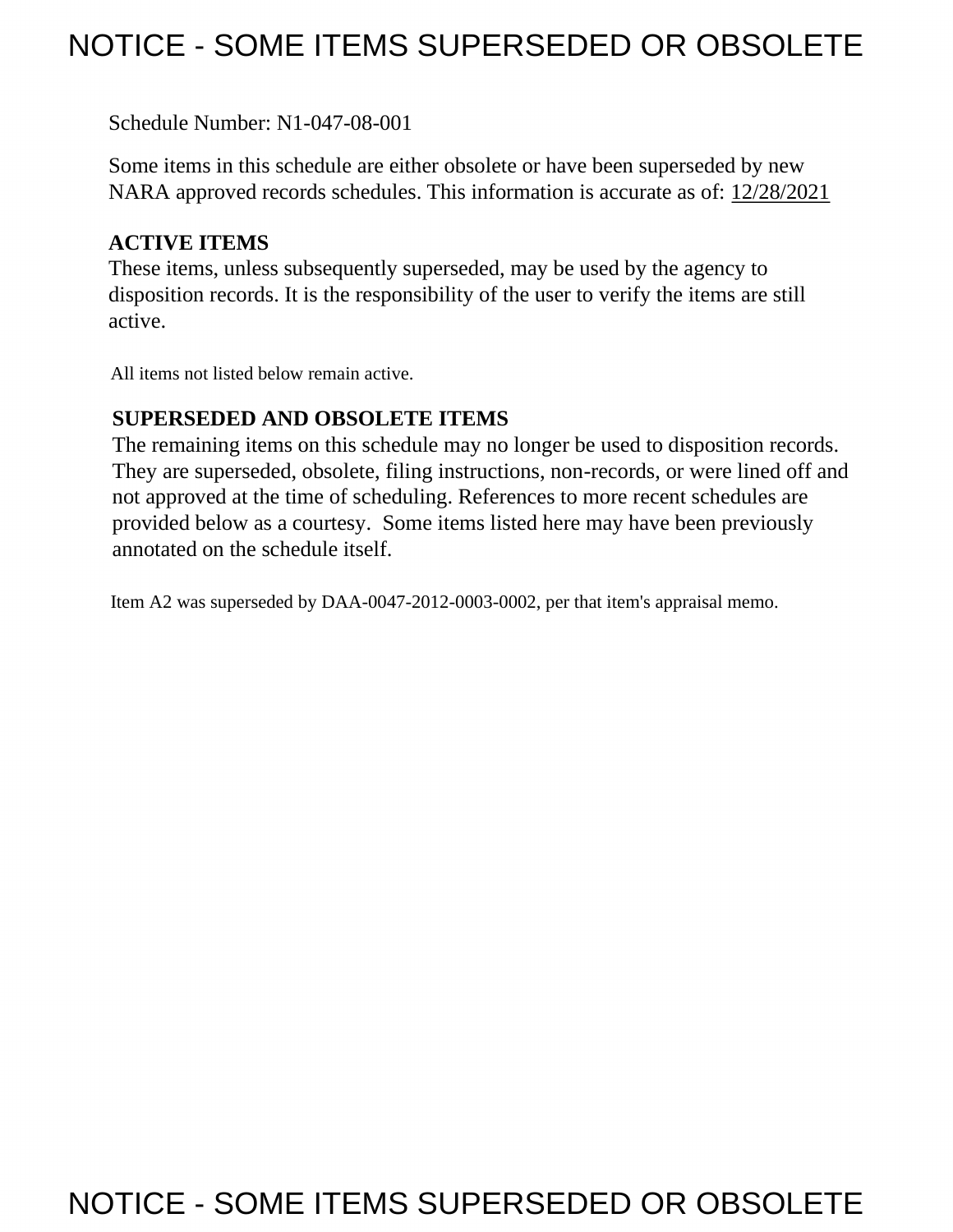# NOTICE - SOME ITEMS SUPERSEDED OR OBSOLETE

Schedule Number: N1-047-08-001

Some items in this schedule are either obsolete or have been superseded by new NARA approved records schedules. This information is accurate as of: 12/28/2021

**ACTIVE ITEMS**

These items, unless subsequently superseded, may be used by the agency to disposition records. It is the responsibility of the user to verify the items are still active.

All items not listed below remain active.

**SUPERSEDED AND OBSOLETE ITEMS**

The remaining items on this schedule may no longer be used to disposition records. They are superseded, obsolete, filing instructions, non-records, or were lined off and not approved at the time of scheduling. References to more recent schedules are provided below as a courtesy. Some items listed here may have been previously annotated on the schedule itself.

Item A2 was superseded by DAA-0047-2012-0003-0002, per that item's appraisal memo.

# NOTICE - SOME ITEMS SUPERSEDED OR OBSOLETE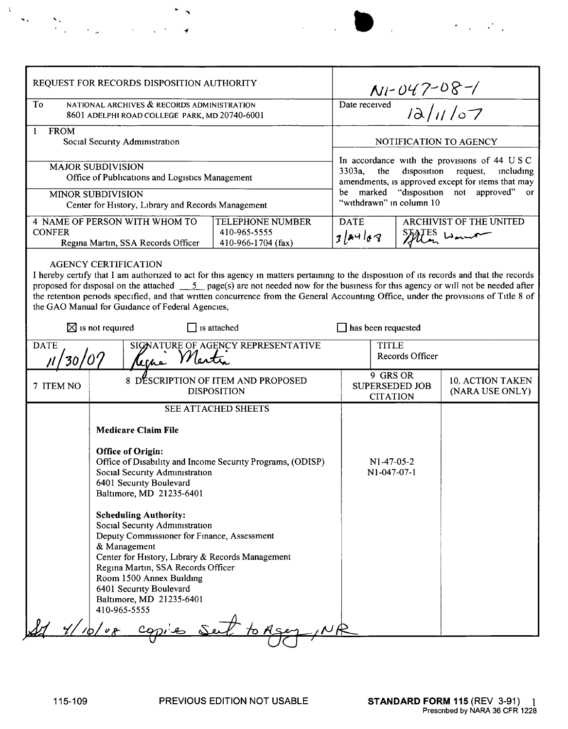| REQUEST FOR RECORDS DISPOSITION AUTHORITY | | N1-047-08-1 | |
|---|---|---|---|
| To NATIONAL ARCHIVES & RECORDS ADMINISTRATION 8601 ADELPHI ROAD COLLEGE PARK, MD 20740-6001 | | Date received 12/11/07 | |
| 1 FROM Social Security Administration | | NOTIFICATION TO AGENCY | |
| MAJOR SUBDIVISION Office of Publications and Logistics Management | | In accordance with the provisions of 44 U S C 3303a, the disposition request, including amendments, is approved except for items that may be marked "disposition not approved" or "withdrawn" in column 10 | |
| MINOR SUBDIVISION Center for History, Library and Records Management | | | |
| 4 NAME OF PERSON WITH WHOM TO CONFER Regina Martin, SSA Records Officer | TELEPHONE NUMBER 410-965-5555 410-966-1704 (fax) | DATE 3/24/08 | ARCHIVIST OF THE UNITED STATES Allen Weinstein |

AGENCY CERTIFICATION

I hereby certify that I am authorized to act for this agency in matters pertaining to the disposition of its records and that the records proposed for disposal on the attached 5 page(s) are not needed now for the business for this agency or will not be needed after the retention periods specified, and that written concurrence from the General Accounting Office, under the provisions of Title 8 of the GAO Manual for Guidance of Federal Agencies,

☒ is not required ☐ is attached ☐ has been requested

| DATE | SIGNATURE OF AGENCY REPRESENTATIVE | TITLE |
|---|---|---|
| 11/30/07 | Regina Martin | Records Officer |

| 7 ITEM NO | 8 DESCRIPTION OF ITEM AND PROPOSED DISPOSITION | 9 GRS OR SUPERSEDED JOB CITATION | 10. ACTION TAKEN (NARA USE ONLY) |
|---|---|---|---|
| | SEE ATTACHED SHEETS<br><br>**Medicare Claim File**<br><br>**Office of Origin:**<br>Office of Disability and Income Security Programs, (ODISP)<br>Social Security Administration<br>6401 Security Boulevard<br>Baltimore, MD 21235-6401<br><br>**Scheduling Authority:**<br>Social Security Administration<br>Deputy Commissioner for Finance, Assessment & Management<br>Center for History, Library & Records Management<br>Regina Martin, SSA Records Officer<br>Room 1500 Annex Building<br>6401 Security Boulevard<br>Baltimore, MD 21235-6401<br>410-965-5555 | N1-47-05-2<br>N1-047-07-1 | |

SJ 4/10/08 copies sent to Agency/NR

115-109 PREVIOUS EDITION NOT USABLE **STANDARD FORM 115** (REV 3-91) Prescribed by NARA 36 CFR 1228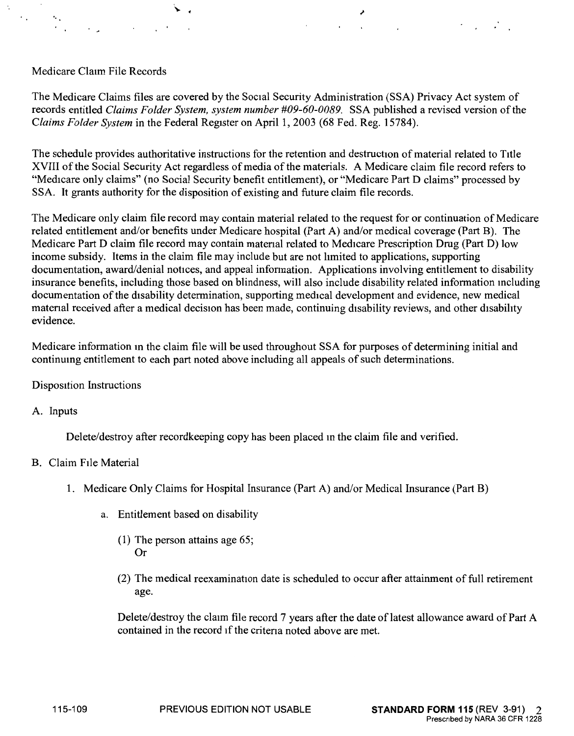Medicare Claim File Records

The Medicare Claims files are covered by the Social Security Administration (SSA) Privacy Act system of records entitled *Claims Folder System, system number #09-60-0089.* SSA published a revised version of the *Claims Folder System* in the Federal Register on April 1, 2003 (68 Fed. Reg. 15784).

The schedule provides authoritative instructions for the retention and destruction of material related to Title XVIII of the Social Security Act regardless of media of the materials. A Medicare claim file record refers to "Medicare only claims" (no Social Security benefit entitlement), or "Medicare Part D claims" processed by SSA. It grants authority for the disposition of existing and future claim file records.

The Medicare only claim file record may contain material related to the request for or continuation of Medicare related entitlement and/or benefits under Medicare hospital (Part A) and/or medical coverage (Part B). The Medicare Part D claim file record may contain material related to Medicare Prescription Drug (Part D) low income subsidy. Items in the claim file may include but are not limited to applications, supporting documentation, award/denial notices, and appeal information. Applications involving entitlement to disability insurance benefits, including those based on blindness, will also include disability related information including documentation of the disability determination, supporting medical development and evidence, new medical material received after a medical decision has been made, continuing disability reviews, and other disability evidence.

Medicare information in the claim file will be used throughout SSA for purposes of determining initial and continuing entitlement to each part noted above including all appeals of such determinations.

Disposition Instructions

A. Inputs

   Delete/destroy after recordkeeping copy has been placed in the claim file and verified.

B. Claim File Material

   1. Medicare Only Claims for Hospital Insurance (Part A) and/or Medical Insurance (Part B)

      a. Entitlement based on disability

         (1) The person attains age 65;
             Or

         (2) The medical reexamination date is scheduled to occur after attainment of full retirement age.

         Delete/destroy the claim file record 7 years after the date of latest allowance award of Part A contained in the record if the criteria noted above are met.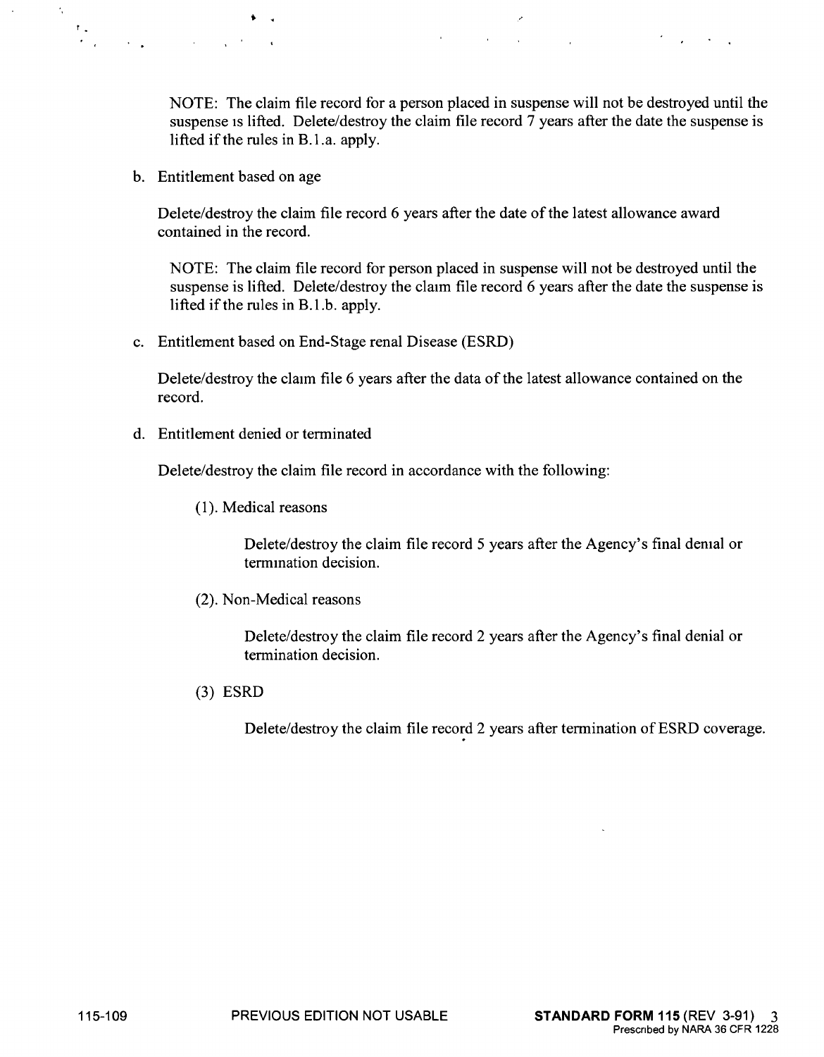NOTE: The claim file record for a person placed in suspense will not be destroyed until the suspense is lifted. Delete/destroy the claim file record 7 years after the date the suspense is lifted if the rules in B.1.a. apply.

b. Entitlement based on age

   Delete/destroy the claim file record 6 years after the date of the latest allowance award contained in the record.

   NOTE: The claim file record for person placed in suspense will not be destroyed until the suspense is lifted. Delete/destroy the claim file record 6 years after the date the suspense is lifted if the rules in B.1.b. apply.

c. Entitlement based on End-Stage renal Disease (ESRD)

   Delete/destroy the claim file 6 years after the data of the latest allowance contained on the record.

d. Entitlement denied or terminated

   Delete/destroy the claim file record in accordance with the following:

   (1). Medical reasons

   Delete/destroy the claim file record 5 years after the Agency's final denial or termination decision.

   (2). Non-Medical reasons

   Delete/destroy the claim file record 2 years after the Agency's final denial or termination decision.

   (3) ESRD

   Delete/destroy the claim file record 2 years after termination of ESRD coverage.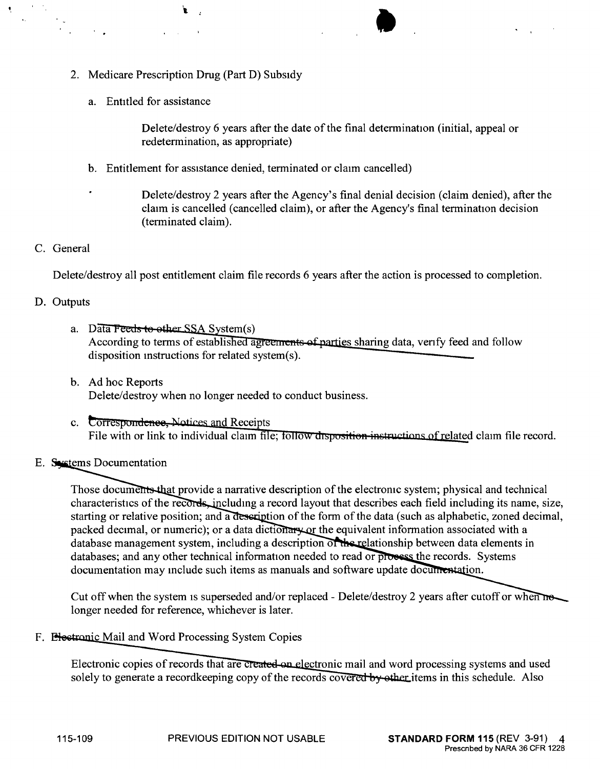2. Medicare Prescription Drug (Part D) Subsidy

   a. Entitled for assistance

      Delete/destroy 6 years after the date of the final determination (initial, appeal or redetermination, as appropriate)

   b. Entitlement for assistance denied, terminated or claim cancelled)

      Delete/destroy 2 years after the Agency's final denial decision (claim denied), after the claim is cancelled (cancelled claim), or after the Agency's final termination decision (terminated claim).

C. General

Delete/destroy all post entitlement claim file records 6 years after the action is processed to completion.

D. Outputs

   a. Data Feeds to other SSA System(s)
      According to terms of established agreements of parties sharing data, verify feed and follow disposition instructions for related system(s).

   b. Ad hoc Reports
      Delete/destroy when no longer needed to conduct business.

   c. Correspondence, Notices and Receipts
      File with or link to individual claim file; follow disposition instructions of related claim file record.

E. Systems Documentation

   Those documents that provide a narrative description of the electronic system; physical and technical characteristics of the records, including a record layout that describes each field including its name, size, starting or relative position; and a description of the form of the data (such as alphabetic, zoned decimal, packed decimal, or numeric); or a data dictionary or the equivalent information associated with a database management system, including a description of the relationship between data elements in databases; and any other technical information needed to read or process the records. Systems documentation may include such items as manuals and software update documentation.

   Cut off when the system is superseded and/or replaced - Delete/destroy 2 years after cutoff or when no longer needed for reference, whichever is later.

F. Electronic Mail and Word Processing System Copies

   Electronic copies of records that are created on electronic mail and word processing systems and used solely to generate a recordkeeping copy of the records covered by other items in this schedule. Also

115-109 PREVIOUS EDITION NOT USABLE **STANDARD FORM 115** (REV 3-91) Prescribed by NARA 36 CFR 1228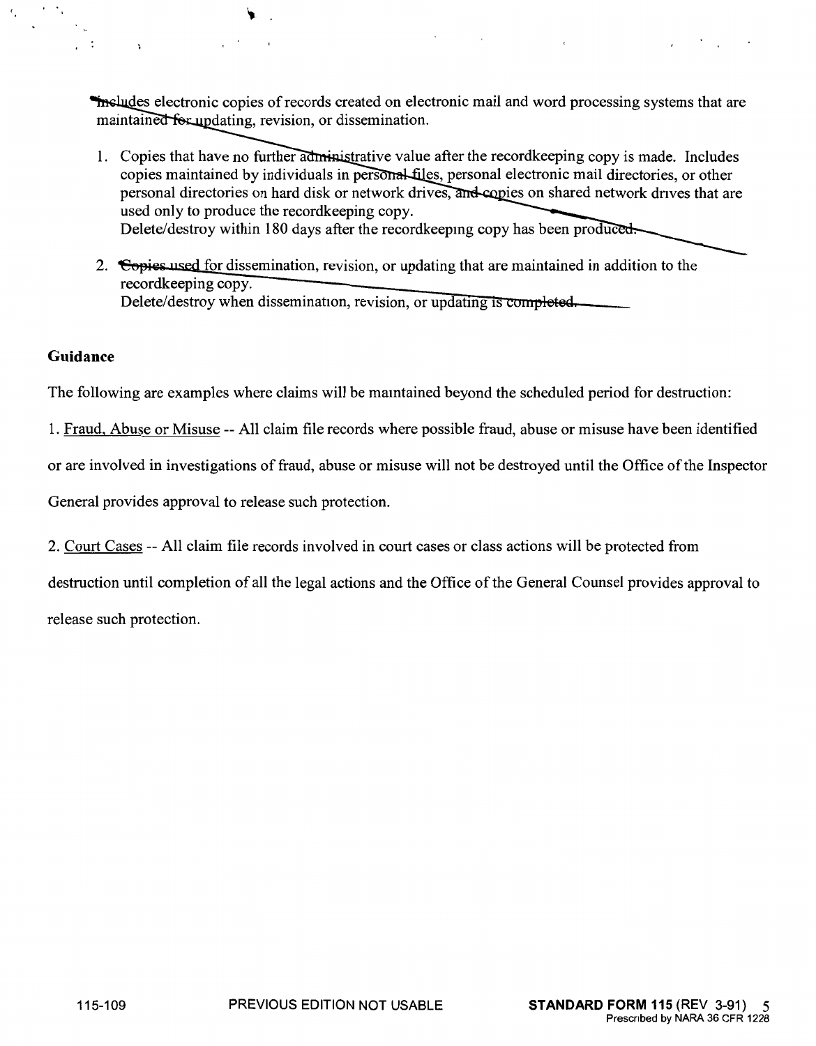Includes electronic copies of records created on electronic mail and word processing systems that are maintained for updating, revision, or dissemination.

1. Copies that have no further administrative value after the recordkeeping copy is made. Includes copies maintained by individuals in personal files, personal electronic mail directories, or other personal directories on hard disk or network drives, and copies on shared network drives that are used only to produce the recordkeeping copy.
   Delete/destroy within 180 days after the recordkeeping copy has been produced.

2. Copies used for dissemination, revision, or updating that are maintained in addition to the recordkeeping copy.
   Delete/destroy when dissemination, revision, or updating is completed.

**Guidance**

The following are examples where claims will be maintained beyond the scheduled period for destruction:

1. Fraud, Abuse or Misuse -- All claim file records where possible fraud, abuse or misuse have been identified or are involved in investigations of fraud, abuse or misuse will not be destroyed until the Office of the Inspector General provides approval to release such protection.

2. Court Cases -- All claim file records involved in court cases or class actions will be protected from destruction until completion of all the legal actions and the Office of the General Counsel provides approval to release such protection.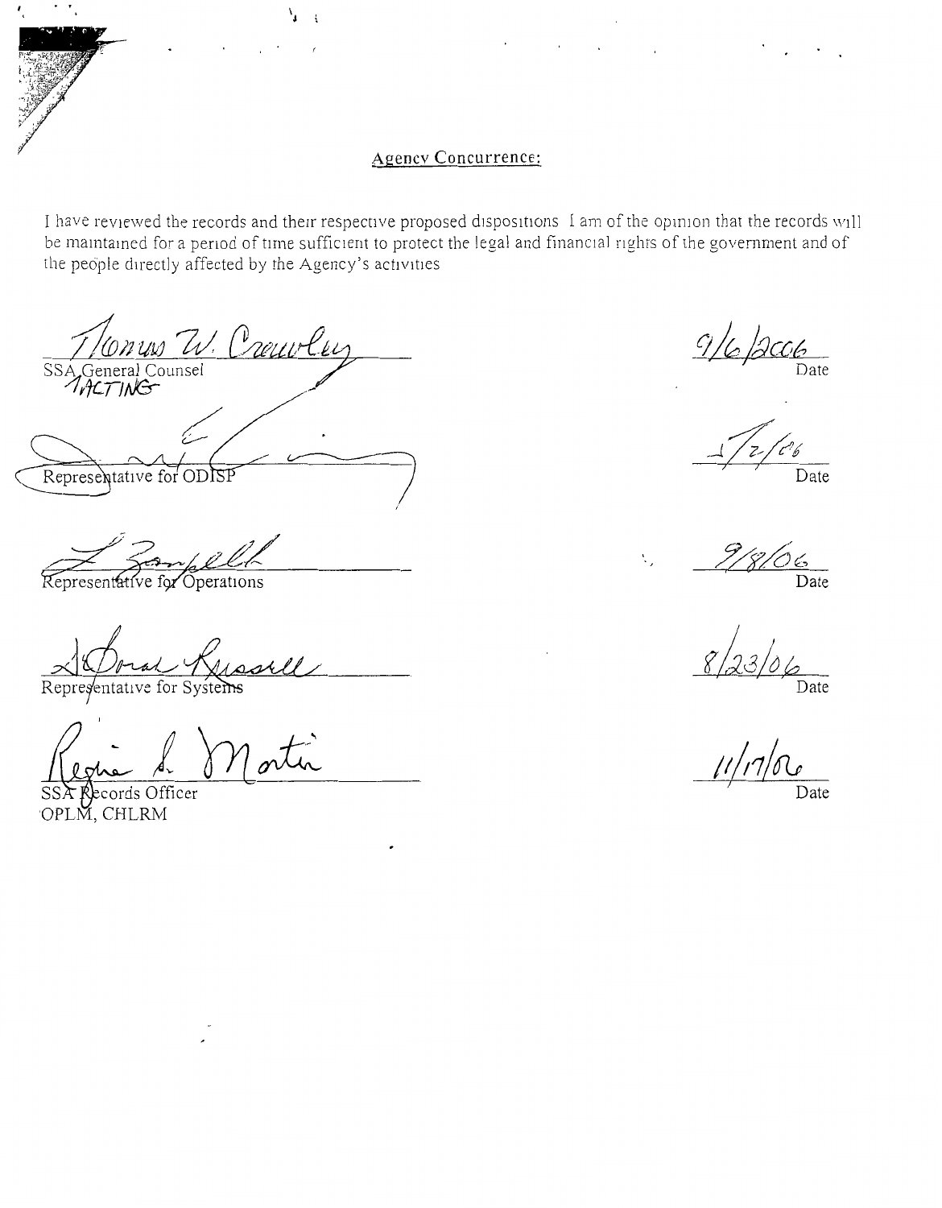## Agency Concurrence:

I have reviewed the records and their respective proposed dispositions I am of the opinion that the records will be maintained for a period of time sufficient to protect the legal and financial rights of the government and of the people directly affected by the Agency's activities

Thomas W. Crowley
SSA General Counsel
ACTING

9/6/2006
Date

Representative for ODISP

1/2/06
Date

Representative for Operations

9/8/06
Date

Representative for Systems

8/23/06
Date

Regina L. Martin
SSA Records Officer
OPLM, CHLRM

11/17/06
Date